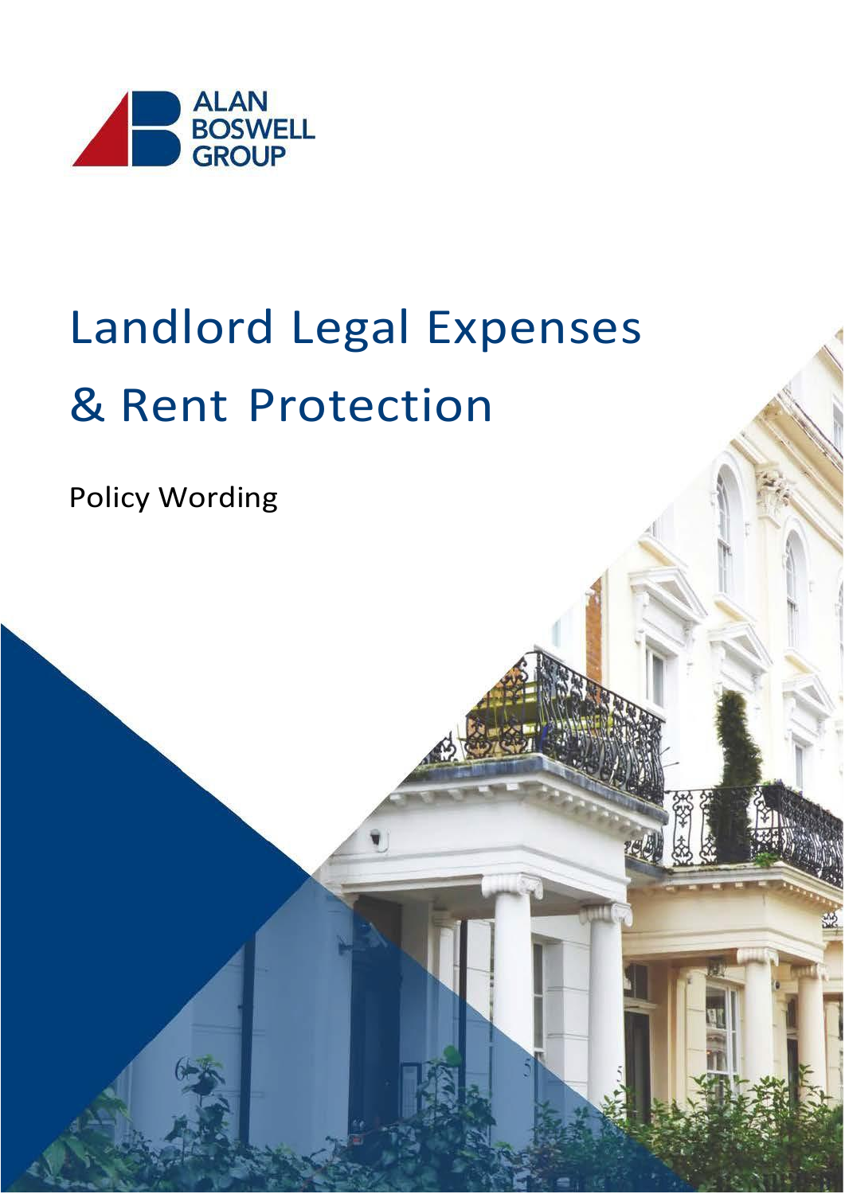ALAN BOSWELL GROUP

# Landlord Legal Expenses & Rent Protection

Policy Wording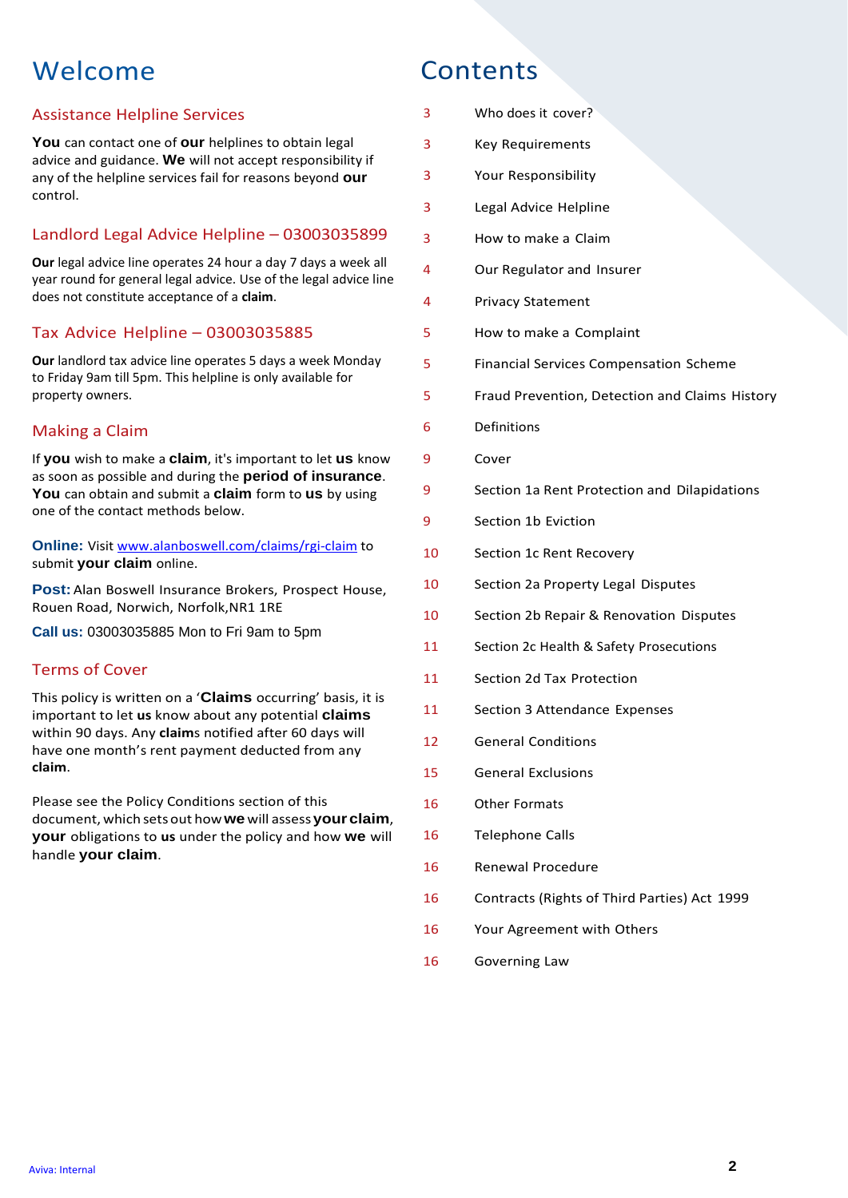# Welcome

## Assistance Helpline Services

**You** can contact one of **our** helplines to obtain legal advice and guidance. **We** will not accept responsibility if any of the helpline services fail for reasons beyond **our** control.

## Landlord Legal Advice Helpline – 03003035899

**Our** legal advice line operates 24 hour a day 7 days a week all year round for general legal advice. Use of the legal advice line does not constitute acceptance of a **claim**.

## Tax Advice Helpline – 03003035885

**Our** landlord tax advice line operates 5 days a week Monday to Friday 9am till 5pm. This helpline is only available for property owners.

## Making a Claim

If **you** wish to make a **claim**, it's important to let **us** know as soon as possible and during the **period of insurance**. **You** can obtain and submit a **claim** form to **us** by using one of the contact methods below.

**Online:** Visit www.alanboswell.com/claims/rgi-claim to submit **your claim** online.

**Post:** Alan Boswell Insurance Brokers, Prospect House, Rouen Road, Norwich, Norfolk,NR1 1RE

**Call us:** 03003035885 Mon to Fri 9am to 5pm

## Terms of Cover

This policy is written on a '**Claims** occurring' basis, it is important to let **us** know about any potential **claims** within 90 days. Any **claim**s notified after 60 days will have one month's rent payment deducted from any **claim**.

Please see the Policy Conditions section of this document, which sets out how **we** will assess **your claim**, **your** obligations to **us** under the policy and how **we** will handle **your claim**.

# Contents

| Page | Section |
|---|---|
| 3 | Who does it cover? |
| 3 | Key Requirements |
| 3 | Your Responsibility |
| 3 | Legal Advice Helpline |
| 3 | How to make a Claim |
| 4 | Our Regulator and Insurer |
| 4 | Privacy Statement |
| 5 | How to make a Complaint |
| 5 | Financial Services Compensation Scheme |
| 5 | Fraud Prevention, Detection and Claims History |
| 6 | Definitions |
| 9 | Cover |
| 9 | Section 1a Rent Protection and Dilapidations |
| 9 | Section 1b Eviction |
| 10 | Section 1c Rent Recovery |
| 10 | Section 2a Property Legal Disputes |
| 10 | Section 2b Repair & Renovation Disputes |
| 11 | Section 2c Health & Safety Prosecutions |
| 11 | Section 2d Tax Protection |
| 11 | Section 3 Attendance Expenses |
| 12 | General Conditions |
| 15 | General Exclusions |
| 16 | Other Formats |
| 16 | Telephone Calls |
| 16 | Renewal Procedure |
| 16 | Contracts (Rights of Third Parties) Act 1999 |
| 16 | Your Agreement with Others |
| 16 | Governing Law |

Aviva: Internal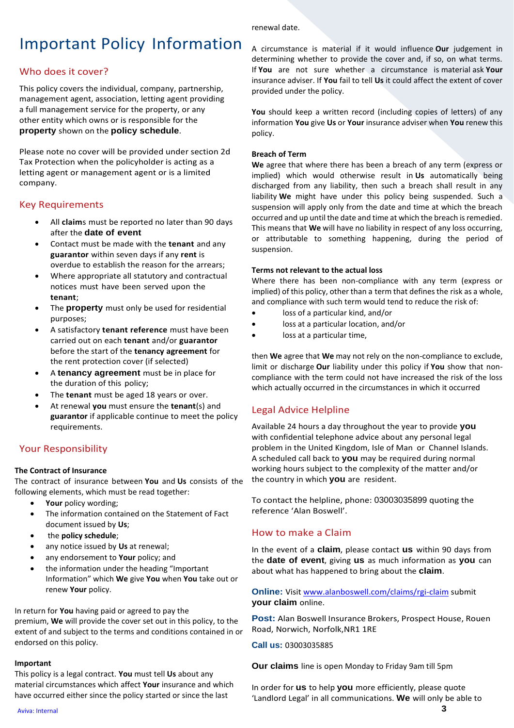# Important Policy Information

## Who does it cover?

This policy covers the individual, company, partnership, management agent, association, letting agent providing a full management service for the property, or any other entity which owns or is responsible for the **property** shown on the **policy schedule**.

Please note no cover will be provided under section 2d Tax Protection when the policyholder is acting as a letting agent or management agent or is a limited company.

## Key Requirements

- All **claim**s must be reported no later than 90 days after the **date of event**
- Contact must be made with the **tenant** and any **guarantor** within seven days if any **rent** is overdue to establish the reason for the arrears;
- Where appropriate all statutory and contractual notices must have been served upon the **tenant**;
- The **property** must only be used for residential purposes;
- A satisfactory **tenant reference** must have been carried out on each **tenant** and/or **guarantor** before the start of the **tenancy agreement** for the rent protection cover (if selected)
- A **tenancy agreement** must be in place for the duration of this policy;
- The **tenant** must be aged 18 years or over.
- At renewal **you** must ensure the **tenant**(s) and **guarantor** if applicable continue to meet the policy requirements.

## Your Responsibility

**The Contract of Insurance**

The contract of insurance between **You** and **Us** consists of the following elements, which must be read together:

- **Your** policy wording;
- The information contained on the Statement of Fact document issued by **Us**;
- the **policy schedule**;
- any notice issued by **Us** at renewal;
- any endorsement to **Your** policy; and
- the information under the heading "Important Information" which **We** give **You** when **You** take out or renew **Your** policy.

In return for **You** having paid or agreed to pay the premium, **We** will provide the cover set out in this policy, to the extent of and subject to the terms and conditions contained in or endorsed on this policy.

**Important**

This policy is a legal contract. **You** must tell **Us** about any material circumstances which affect **Your** insurance and which have occurred either since the policy started or since the last renewal date.

A circumstance is material if it would influence **Our** judgement in determining whether to provide the cover and, if so, on what terms. If **You** are not sure whether a circumstance is material ask **Your** insurance adviser. If **You** fail to tell **Us** it could affect the extent of cover provided under the policy.

**You** should keep a written record (including copies of letters) of any information **You** give **Us** or **Your** insurance adviser when **You** renew this policy.

**Breach of Term**

**We** agree that where there has been a breach of any term (express or implied) which would otherwise result in **Us** automatically being discharged from any liability, then such a breach shall result in any liability **We** might have under this policy being suspended. Such a suspension will apply only from the date and time at which the breach occurred and up until the date and time at which the breach is remedied. This means that **We** will have no liability in respect of any loss occurring, or attributable to something happening, during the period of suspension.

**Terms not relevant to the actual loss**

Where there has been non-compliance with any term (express or implied) of this policy, other than a term that defines the risk as a whole, and compliance with such term would tend to reduce the risk of:

- loss of a particular kind, and/or
- loss at a particular location, and/or
- loss at a particular time,

then **We** agree that **We** may not rely on the non-compliance to exclude, limit or discharge **Our** liability under this policy if **You** show that non-compliance with the term could not have increased the risk of the loss which actually occurred in the circumstances in which it occurred

## Legal Advice Helpline

Available 24 hours a day throughout the year to provide **you** with confidential telephone advice about any personal legal problem in the United Kingdom, Isle of Man or Channel Islands. A scheduled call back to **you** may be required during normal working hours subject to the complexity of the matter and/or the country in which **you** are resident.

To contact the helpline, phone: 03003035899 quoting the reference 'Alan Boswell'.

## How to make a Claim

In the event of a **claim**, please contact **us** within 90 days from the **date of event**, giving **us** as much information as **you** can about what has happened to bring about the **claim**.

**Online:** Visit [www.alanboswell.com/claims/rgi-claim](www.alanboswell.com/claims/rgi-claim) submit **your claim** online.

**Post:** Alan Boswell Insurance Brokers, Prospect House, Rouen Road, Norwich, Norfolk,NR1 1RE

**Call us:** 03003035885

**Our claims** line is open Monday to Friday 9am till 5pm

In order for **us** to help **you** more efficiently, please quote 'Landlord Legal' in all communications. **We** will only be able to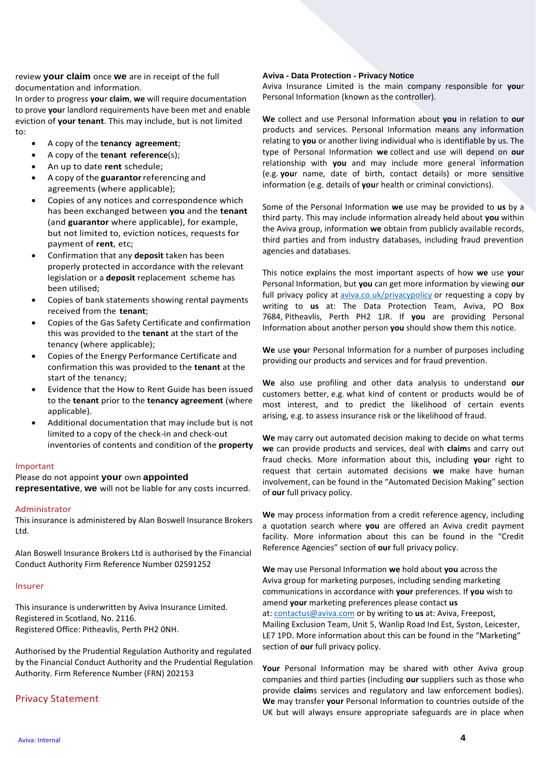review **your claim** once **we** are in receipt of the full documentation and information.

In order to progress **you**r **claim**, **we** will require documentation to prove **you**r landlord requirements have been met and enable eviction of **your tenant**. This may include, but is not limited to:

- A copy of the **tenancy agreement**;
- A copy of the **tenant reference**(s);
- An up to date **rent** schedule;
- A copy of the **guarantor** referencing and agreements (where applicable);
- Copies of any notices and correspondence which has been exchanged between **you** and the **tenant** (and **guarantor** where applicable), for example, but not limited to, eviction notices, requests for payment of **rent**, etc;
- Confirmation that any **deposit** taken has been properly protected in accordance with the relevant legislation or a **deposit** replacement scheme has been utilised;
- Copies of bank statements showing rental payments received from the **tenant**;
- Copies of the Gas Safety Certificate and confirmation this was provided to the **tenant** at the start of the tenancy (where applicable);
- Copies of the Energy Performance Certificate and confirmation this was provided to the **tenant** at the start of the tenancy;
- Evidence that the How to Rent Guide has been issued to the **tenant** prior to the **tenancy agreement** (where applicable).
- Additional documentation that may include but is not limited to a copy of the check-in and check-out inventories of contents and condition of the **property**

### Important

Please do not appoint **your** own **appointed representative**, **we** will not be liable for any costs incurred.

### Administrator

This insurance is administered by Alan Boswell Insurance Brokers Ltd.

Alan Boswell Insurance Brokers Ltd is authorised by the Financial Conduct Authority Firm Reference Number 02591252

### Insurer

This insurance is underwritten by Aviva Insurance Limited.
Registered in Scotland, No. 2116.
Registered Office: Pitheavlis, Perth PH2 0NH.

Authorised by the Prudential Regulation Authority and regulated by the Financial Conduct Authority and the Prudential Regulation Authority. Firm Reference Number (FRN) 202153

## Privacy Statement

**Aviva - Data Protection - Privacy Notice**

Aviva Insurance Limited is the main company responsible for **you**r Personal Information (known as the controller).

**We** collect and use Personal Information about **you** in relation to **our** products and services. Personal Information means any information relating to **you** or another living individual who is identifiable by us. The type of Personal Information **we** collect and use will depend on **our** relationship with **you** and may include more general information (e.g. **you**r name, date of birth, contact details) or more sensitive information (e.g. details of **you**r health or criminal convictions).

Some of the Personal Information **we** use may be provided to **us** by a third party. This may include information already held about **you** within the Aviva group, information **we** obtain from publicly available records, third parties and from industry databases, including fraud prevention agencies and databases.

This notice explains the most important aspects of how **we** use **you**r Personal Information, but **you** can get more information by viewing **our** full privacy policy at aviva.co.uk/privacypolicy or requesting a copy by writing to **us** at: The Data Protection Team, Aviva, PO Box 7684, Pitheavlis, Perth PH2 1JR. If **you** are providing Personal Information about another person **you** should show them this notice.

**We** use **you**r Personal Information for a number of purposes including providing our products and services and for fraud prevention.

**We** also use profiling and other data analysis to understand **our** customers better, e.g. what kind of content or products would be of most interest, and to predict the likelihood of certain events arising, e.g. to assess insurance risk or the likelihood of fraud.

**We** may carry out automated decision making to decide on what terms **we** can provide products and services, deal with **claim**s and carry out fraud checks. More information about this, including **your** right to request that certain automated decisions **we** make have human involvement, can be found in the "Automated Decision Making" section of **our** full privacy policy.

**We** may process information from a credit reference agency, including a quotation search where **you** are offered an Aviva credit payment facility. More information about this can be found in the "Credit Reference Agencies" section of **our** full privacy policy.

**We** may use Personal Information **we** hold about **you** across the Aviva group for marketing purposes, including sending marketing communications in accordance with **your** preferences. If **you** wish to amend **your** marketing preferences please contact **us** at: contactus@aviva.com or by writing to **us** at: Aviva, Freepost, Mailing Exclusion Team, Unit 5, Wanlip Road Ind Est, Syston, Leicester, LE7 1PD. More information about this can be found in the "Marketing" section of **our** full privacy policy.

**Your** Personal Information may be shared with other Aviva group companies and third parties (including **our** suppliers such as those who provide **claim**s services and regulatory and law enforcement bodies). **We** may transfer **your** Personal Information to countries outside of the UK but will always ensure appropriate safeguards are in place when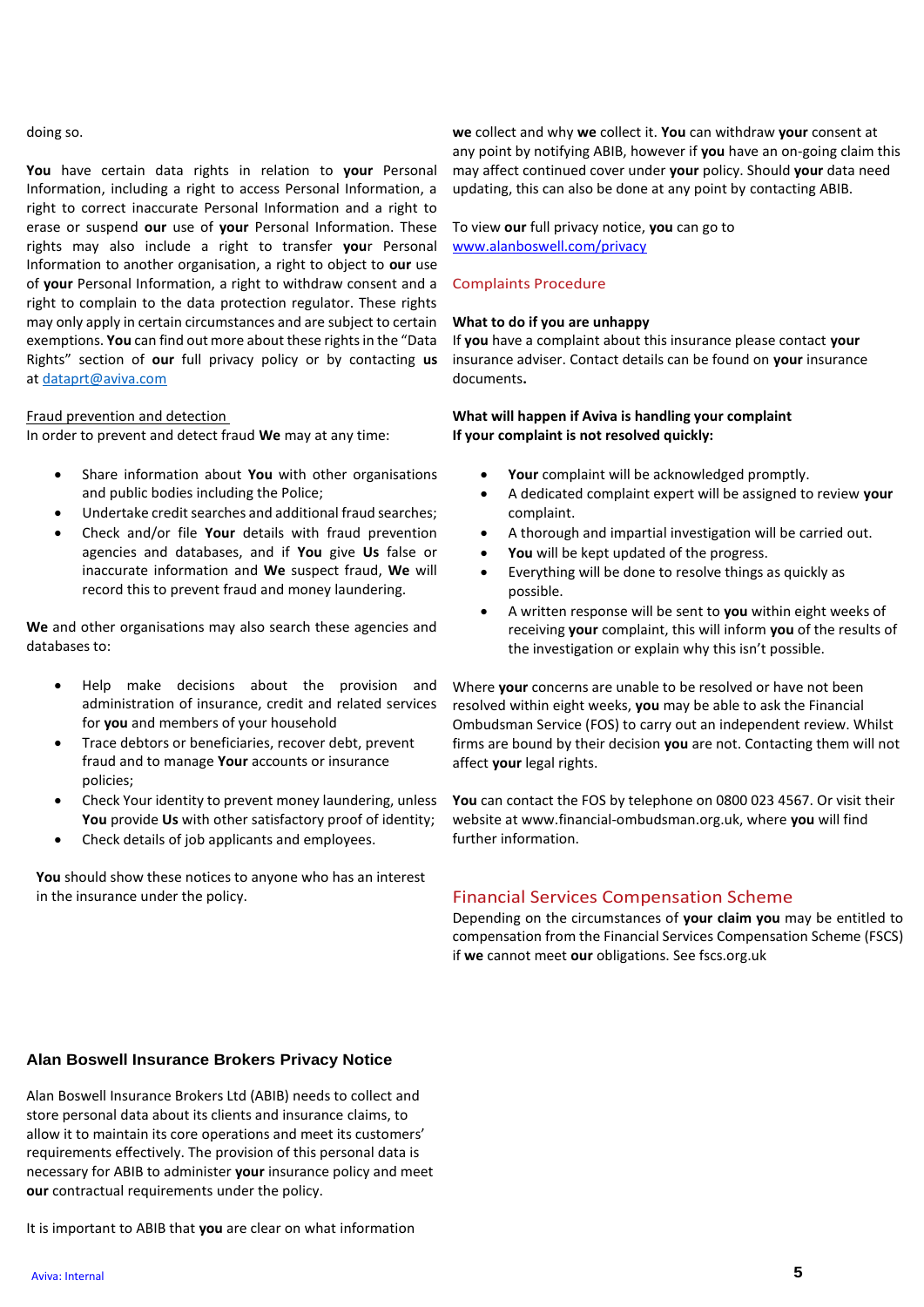doing so.

**You** have certain data rights in relation to **your** Personal Information, including a right to access Personal Information, a right to correct inaccurate Personal Information and a right to erase or suspend **our** use of **your** Personal Information. These rights may also include a right to transfer **your** Personal Information to another organisation, a right to object to **our** use of **your** Personal Information, a right to withdraw consent and a right to complain to the data protection regulator. These rights may only apply in certain circumstances and are subject to certain exemptions. **You** can find out more about these rights in the "Data Rights" section of **our** full privacy policy or by contacting **us** at dataprt@aviva.com

Fraud prevention and detection

In order to prevent and detect fraud **We** may at any time:

- Share information about **You** with other organisations and public bodies including the Police;
- Undertake credit searches and additional fraud searches;
- Check and/or file **Your** details with fraud prevention agencies and databases, and if **You** give **Us** false or inaccurate information and **We** suspect fraud, **We** will record this to prevent fraud and money laundering.

**We** and other organisations may also search these agencies and databases to:

- Help make decisions about the provision and administration of insurance, credit and related services for **you** and members of your household
- Trace debtors or beneficiaries, recover debt, prevent fraud and to manage **Your** accounts or insurance policies;
- Check Your identity to prevent money laundering, unless **You** provide **Us** with other satisfactory proof of identity;
- Check details of job applicants and employees.

**You** should show these notices to anyone who has an interest in the insurance under the policy.

### Alan Boswell Insurance Brokers Privacy Notice

Alan Boswell Insurance Brokers Ltd (ABIB) needs to collect and store personal data about its clients and insurance claims, to allow it to maintain its core operations and meet its customers' requirements effectively. The provision of this personal data is necessary for ABIB to administer **your** insurance policy and meet **our** contractual requirements under the policy.

It is important to ABIB that **you** are clear on what information **we** collect and why **we** collect it. **You** can withdraw **your** consent at any point by notifying ABIB, however if **you** have an on-going claim this may affect continued cover under **your** policy. Should **your** data need updating, this can also be done at any point by contacting ABIB.

To view **our** full privacy notice, **you** can go to www.alanboswell.com/privacy

## Complaints Procedure

**What to do if you are unhappy**

If **you** have a complaint about this insurance please contact **your** insurance adviser. Contact details can be found on **your** insurance documents.

**What will happen if Aviva is handling your complaint**
**If your complaint is not resolved quickly:**

- **Your** complaint will be acknowledged promptly.
- A dedicated complaint expert will be assigned to review **your** complaint.
- A thorough and impartial investigation will be carried out.
- **You** will be kept updated of the progress.
- Everything will be done to resolve things as quickly as possible.
- A written response will be sent to **you** within eight weeks of receiving **your** complaint, this will inform **you** of the results of the investigation or explain why this isn't possible.

Where **your** concerns are unable to be resolved or have not been resolved within eight weeks, **you** may be able to ask the Financial Ombudsman Service (FOS) to carry out an independent review. Whilst firms are bound by their decision **you** are not. Contacting them will not affect **your** legal rights.

**You** can contact the FOS by telephone on 0800 023 4567. Or visit their website at www.financial-ombudsman.org.uk, where **you** will find further information.

## Financial Services Compensation Scheme

Depending on the circumstances of **your claim you** may be entitled to compensation from the Financial Services Compensation Scheme (FSCS) if **we** cannot meet **our** obligations. See fscs.org.uk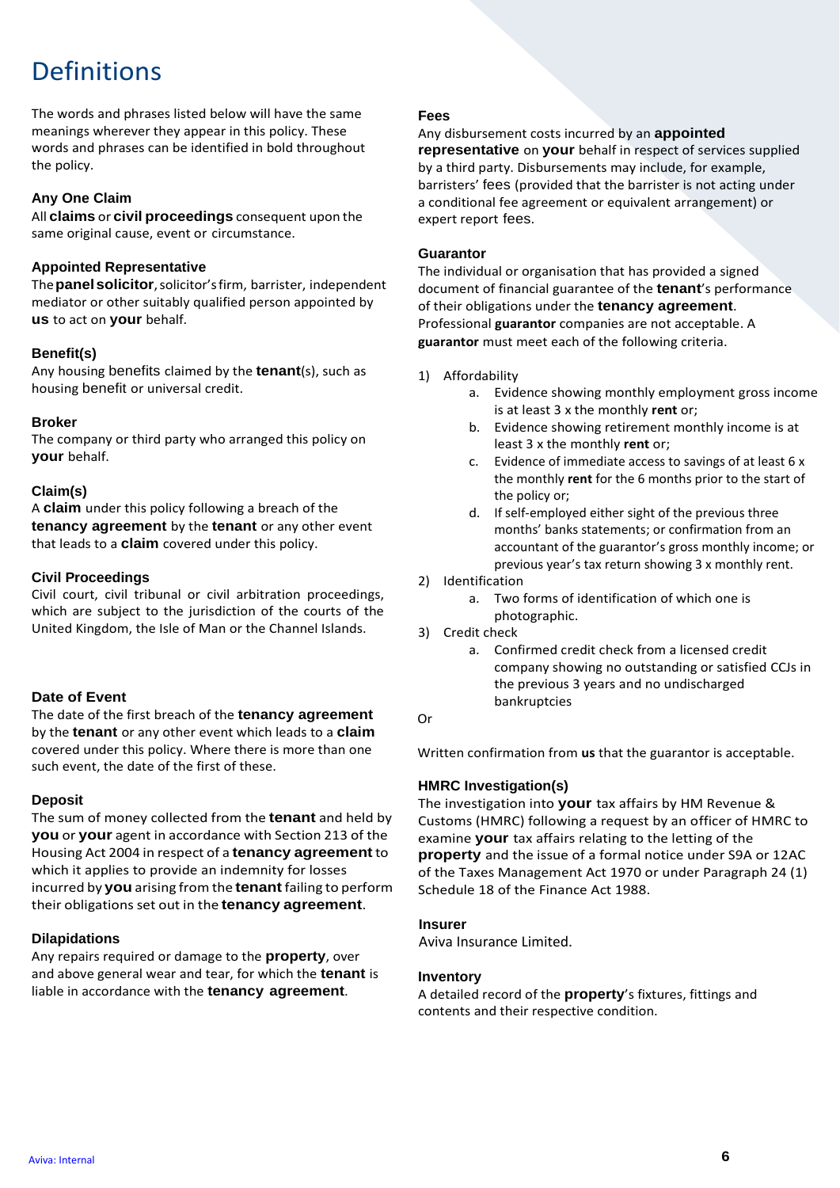# Definitions

The words and phrases listed below will have the same meanings wherever they appear in this policy. These words and phrases can be identified in bold throughout the policy.

### Any One Claim

All **claims** or **civil proceedings** consequent upon the same original cause, event or circumstance.

### Appointed Representative

The **panel solicitor**, solicitor's firm, barrister, independent mediator or other suitably qualified person appointed by **us** to act on **your** behalf.

### Benefit(s)

Any housing benefits claimed by the **tenant**(s), such as housing benefit or universal credit.

### Broker

The company or third party who arranged this policy on **your** behalf.

### Claim(s)

A **claim** under this policy following a breach of the **tenancy agreement** by the **tenant** or any other event that leads to a **claim** covered under this policy.

### Civil Proceedings

Civil court, civil tribunal or civil arbitration proceedings, which are subject to the jurisdiction of the courts of the United Kingdom, the Isle of Man or the Channel Islands.

### Date of Event

The date of the first breach of the **tenancy agreement** by the **tenant** or any other event which leads to a **claim** covered under this policy. Where there is more than one such event, the date of the first of these.

### Deposit

The sum of money collected from the **tenant** and held by **you** or **your** agent in accordance with Section 213 of the Housing Act 2004 in respect of a **tenancy agreement** to which it applies to provide an indemnity for losses incurred by **you** arising from the **tenant** failing to perform their obligations set out in the **tenancy agreement**.

### Dilapidations

Any repairs required or damage to the **property**, over and above general wear and tear, for which the **tenant** is liable in accordance with the **tenancy agreement**.

### Fees

Any disbursement costs incurred by an **appointed representative** on **your** behalf in respect of services supplied by a third party. Disbursements may include, for example, barristers' fees (provided that the barrister is not acting under a conditional fee agreement or equivalent arrangement) or expert report fees.

### Guarantor

The individual or organisation that has provided a signed document of financial guarantee of the **tenant**'s performance of their obligations under the **tenancy agreement**. Professional **guarantor** companies are not acceptable. A **guarantor** must meet each of the following criteria.

1) Affordability
   a. Evidence showing monthly employment gross income is at least 3 x the monthly **rent** or;
   b. Evidence showing retirement monthly income is at least 3 x the monthly **rent** or;
   c. Evidence of immediate access to savings of at least 6 x the monthly **rent** for the 6 months prior to the start of the policy or;
   d. If self-employed either sight of the previous three months' banks statements; or confirmation from an accountant of the guarantor's gross monthly income; or previous year's tax return showing 3 x monthly rent.
2) Identification
   a. Two forms of identification of which one is photographic.
3) Credit check
   a. Confirmed credit check from a licensed credit company showing no outstanding or satisfied CCJs in the previous 3 years and no undischarged bankruptcies

Or

Written confirmation from **us** that the guarantor is acceptable.

### HMRC Investigation(s)

The investigation into **your** tax affairs by HM Revenue & Customs (HMRC) following a request by an officer of HMRC to examine **your** tax affairs relating to the letting of the **property** and the issue of a formal notice under S9A or 12AC of the Taxes Management Act 1970 or under Paragraph 24 (1) Schedule 18 of the Finance Act 1988.

### Insurer

Aviva Insurance Limited.

### Inventory

A detailed record of the **property**'s fixtures, fittings and contents and their respective condition.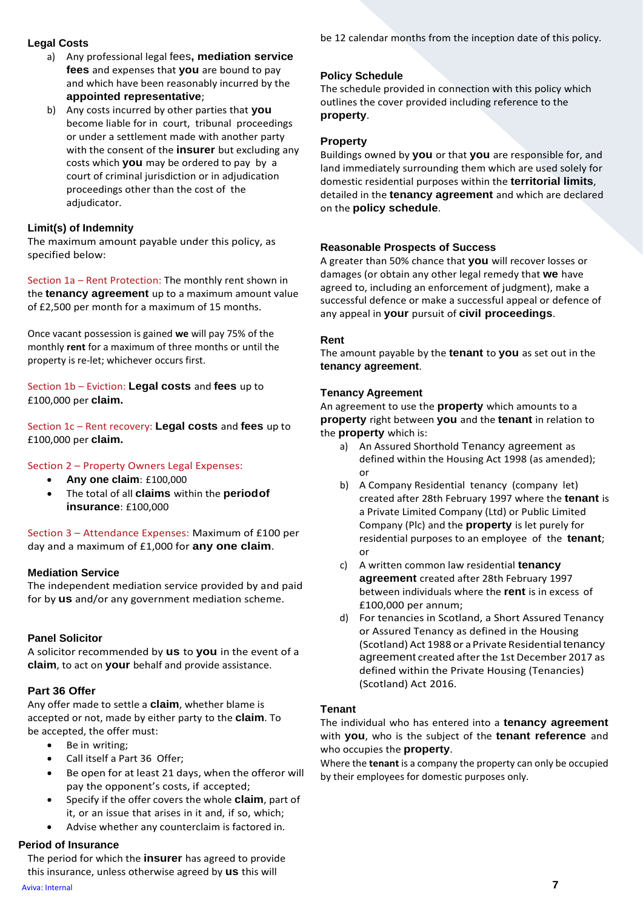### Legal Costs

a) Any professional legal fees**, mediation service fees** and expenses that **you** are bound to pay and which have been reasonably incurred by the **appointed representative**;

b) Any costs incurred by other parties that **you** become liable for in court, tribunal proceedings or under a settlement made with another party with the consent of the **insurer** but excluding any costs which **you** may be ordered to pay by a court of criminal jurisdiction or in adjudication proceedings other than the cost of the adjudicator.

### Limit(s) of Indemnity

The maximum amount payable under this policy, as specified below:

Section 1a – Rent Protection: The monthly rent shown in the **tenancy agreement** up to a maximum amount value of £2,500 per month for a maximum of 15 months.

Once vacant possession is gained **we** will pay 75% of the monthly **rent** for a maximum of three months or until the property is re-let; whichever occurs first.

Section 1b – Eviction: **Legal costs** and **fees** up to £100,000 per **claim.**

Section 1c – Rent recovery: **Legal costs** and **fees** up to £100,000 per **claim.**

Section 2 – Property Owners Legal Expenses:

- **Any one claim**: £100,000
- The total of all **claims** within the **period of insurance**: £100,000

Section 3 – Attendance Expenses: Maximum of £100 per day and a maximum of £1,000 for **any one claim**.

### Mediation Service

The independent mediation service provided by and paid for by **us** and/or any government mediation scheme.

### Panel Solicitor

A solicitor recommended by **us** to **you** in the event of a **claim**, to act on **your** behalf and provide assistance.

### Part 36 Offer

Any offer made to settle a **claim**, whether blame is accepted or not, made by either party to the **claim**. To be accepted, the offer must:

- Be in writing;
- Call itself a Part 36 Offer;
- Be open for at least 21 days, when the offeror will pay the opponent's costs, if accepted;
- Specify if the offer covers the whole **claim**, part of it, or an issue that arises in it and, if so, which;
- Advise whether any counterclaim is factored in.

### Period of Insurance

The period for which the **insurer** has agreed to provide this insurance, unless otherwise agreed by **us** this will be 12 calendar months from the inception date of this policy.

### Policy Schedule

The schedule provided in connection with this policy which outlines the cover provided including reference to the **property**.

### Property

Buildings owned by **you** or that **you** are responsible for, and land immediately surrounding them which are used solely for domestic residential purposes within the **territorial limits**, detailed in the **tenancy agreement** and which are declared on the **policy schedule**.

### Reasonable Prospects of Success

A greater than 50% chance that **you** will recover losses or damages (or obtain any other legal remedy that **we** have agreed to, including an enforcement of judgment), make a successful defence or make a successful appeal or defence of any appeal in **your** pursuit of **civil proceedings**.

### Rent

The amount payable by the **tenant** to **you** as set out in the **tenancy agreement**.

### Tenancy Agreement

An agreement to use the **property** which amounts to a **property** right between **you** and the **tenant** in relation to the **property** which is:

a) An Assured Shorthold Tenancy agreement as defined within the Housing Act 1998 (as amended); or

b) A Company Residential tenancy (company let) created after 28th February 1997 where the **tenant** is a Private Limited Company (Ltd) or Public Limited Company (Plc) and the **property** is let purely for residential purposes to an employee of the **tenant**; or

c) A written common law residential **tenancy agreement** created after 28th February 1997 between individuals where the **rent** is in excess of £100,000 per annum;

d) For tenancies in Scotland, a Short Assured Tenancy or Assured Tenancy as defined in the Housing (Scotland) Act 1988 or a Private Residential tenancy agreement created after the 1st December 2017 as defined within the Private Housing (Tenancies) (Scotland) Act 2016.

### Tenant

The individual who has entered into a **tenancy agreement** with **you**, who is the subject of the **tenant reference** and who occupies the **property**.

Where the **tenant** is a company the property can only be occupied by their employees for domestic purposes only.

Aviva: Internal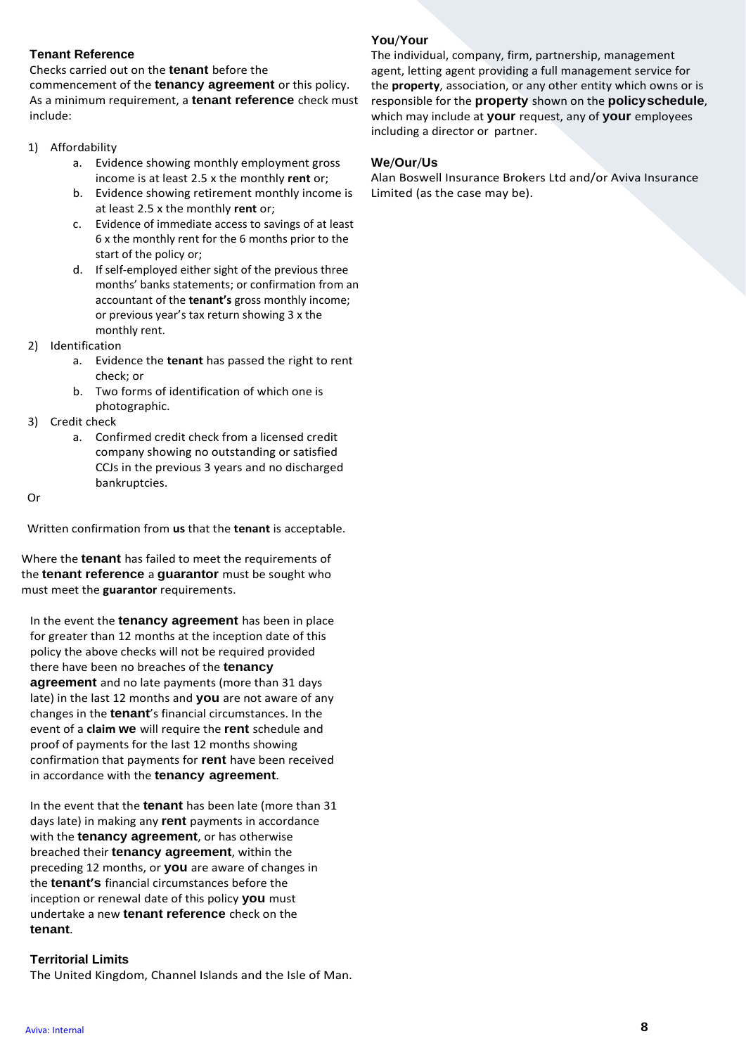### Tenant Reference

Checks carried out on the **tenant** before the commencement of the **tenancy agreement** or this policy. As a minimum requirement, a **tenant reference** check must include:

1) Affordability
    a. Evidence showing monthly employment gross income is at least 2.5 x the monthly **rent** or;
    b. Evidence showing retirement monthly income is at least 2.5 x the monthly **rent** or;
    c. Evidence of immediate access to savings of at least 6 x the monthly rent for the 6 months prior to the start of the policy or;
    d. If self-employed either sight of the previous three months' banks statements; or confirmation from an accountant of the **tenant's** gross monthly income; or previous year's tax return showing 3 x the monthly rent.
2) Identification
    a. Evidence the **tenant** has passed the right to rent check; or
    b. Two forms of identification of which one is photographic.
3) Credit check
    a. Confirmed credit check from a licensed credit company showing no outstanding or satisfied CCJs in the previous 3 years and no discharged bankruptcies.

Or

Written confirmation from **us** that the **tenant** is acceptable.

Where the **tenant** has failed to meet the requirements of the **tenant reference** a **guarantor** must be sought who must meet the **guarantor** requirements.

In the event the **tenancy agreement** has been in place for greater than 12 months at the inception date of this policy the above checks will not be required provided there have been no breaches of the **tenancy agreement** and no late payments (more than 31 days late) in the last 12 months and **you** are not aware of any changes in the **tenant**'s financial circumstances. In the event of a **claim we** will require the **rent** schedule and proof of payments for the last 12 months showing confirmation that payments for **rent** have been received in accordance with the **tenancy agreement**.

In the event that the **tenant** has been late (more than 31 days late) in making any **rent** payments in accordance with the **tenancy agreement**, or has otherwise breached their **tenancy agreement**, within the preceding 12 months, or **you** are aware of changes in the **tenant's** financial circumstances before the inception or renewal date of this policy **you** must undertake a new **tenant reference** check on the **tenant**.

### Territorial Limits

The United Kingdom, Channel Islands and the Isle of Man.

### You/Your

The individual, company, firm, partnership, management agent, letting agent providing a full management service for the **property**, association, or any other entity which owns or is responsible for the **property** shown on the **policy schedule**, which may include at **your** request, any of **your** employees including a director or partner.

### We/Our/Us

Alan Boswell Insurance Brokers Ltd and/or Aviva Insurance Limited (as the case may be).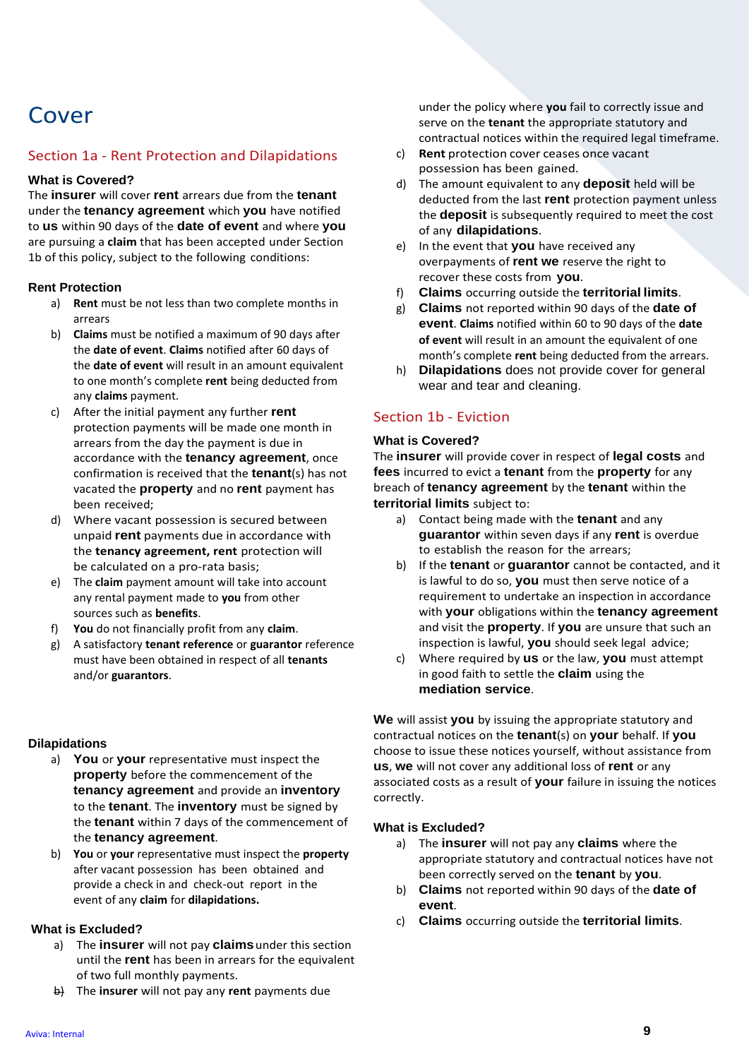# Cover

## Section 1a - Rent Protection and Dilapidations

### What is Covered?

The **insurer** will cover **rent** arrears due from the **tenant** under the **tenancy agreement** which **you** have notified to **us** within 90 days of the **date of event** and where **you** are pursuing a **claim** that has been accepted under Section 1b of this policy, subject to the following conditions:

### Rent Protection

a) **Rent** must be not less than two complete months in arrears

b) **Claims** must be notified a maximum of 90 days after the **date of event**. **Claims** notified after 60 days of the **date of event** will result in an amount equivalent to one month's complete **rent** being deducted from any **claims** payment.

c) After the initial payment any further **rent** protection payments will be made one month in arrears from the day the payment is due in accordance with the **tenancy agreement**, once confirmation is received that the **tenant**(s) has not vacated the **property** and no **rent** payment has been received;

d) Where vacant possession is secured between unpaid **rent** payments due in accordance with the **tenancy agreement, rent** protection will be calculated on a pro-rata basis;

e) The **claim** payment amount will take into account any rental payment made to **you** from other sources such as **benefits**.

f) **You** do not financially profit from any **claim**.

g) A satisfactory **tenant reference** or **guarantor** reference must have been obtained in respect of all **tenants** and/or **guarantors**.

### Dilapidations

a) **You** or **your** representative must inspect the **property** before the commencement of the **tenancy agreement** and provide an **inventory** to the **tenant**. The **inventory** must be signed by the **tenant** within 7 days of the commencement of the **tenancy agreement**.

b) **You** or **your** representative must inspect the **property** after vacant possession has been obtained and provide a check in and check-out report in the event of any **claim** for **dilapidations.**

### What is Excluded?

a) The **insurer** will not pay **claims** under this section until the **rent** has been in arrears for the equivalent of two full monthly payments.

b) The **insurer** will not pay any **rent** payments due under the policy where **you** fail to correctly issue and serve on the **tenant** the appropriate statutory and contractual notices within the required legal timeframe.

c) **Rent** protection cover ceases once vacant possession has been gained.

d) The amount equivalent to any **deposit** held will be deducted from the last **rent** protection payment unless the **deposit** is subsequently required to meet the cost of any **dilapidations**.

e) In the event that **you** have received any overpayments of **rent we** reserve the right to recover these costs from **you**.

f) **Claims** occurring outside the **territorial limits**.

g) **Claims** not reported within 90 days of the **date of event**. **Claims** notified within 60 to 90 days of the **date of event** will result in an amount the equivalent of one month's complete **rent** being deducted from the arrears.

h) **Dilapidations** does not provide cover for general wear and tear and cleaning.

## Section 1b - Eviction

### What is Covered?

The **insurer** will provide cover in respect of **legal costs** and **fees** incurred to evict a **tenant** from the **property** for any breach of **tenancy agreement** by the **tenant** within the **territorial limits** subject to:

a) Contact being made with the **tenant** and any **guarantor** within seven days if any **rent** is overdue to establish the reason for the arrears;

b) If the **tenant** or **guarantor** cannot be contacted, and it is lawful to do so, **you** must then serve notice of a requirement to undertake an inspection in accordance with **your** obligations within the **tenancy agreement** and visit the **property**. If **you** are unsure that such an inspection is lawful, **you** should seek legal advice;

c) Where required by **us** or the law, **you** must attempt in good faith to settle the **claim** using the **mediation service**.

**We** will assist **you** by issuing the appropriate statutory and contractual notices on the **tenant**(s) on **your** behalf. If **you** choose to issue these notices yourself, without assistance from **us**, **we** will not cover any additional loss of **rent** or any associated costs as a result of **your** failure in issuing the notices correctly.

### What is Excluded?

a) The **insurer** will not pay any **claims** where the appropriate statutory and contractual notices have not been correctly served on the **tenant** by **you**.

b) **Claims** not reported within 90 days of the **date of event**.

c) **Claims** occurring outside the **territorial limits**.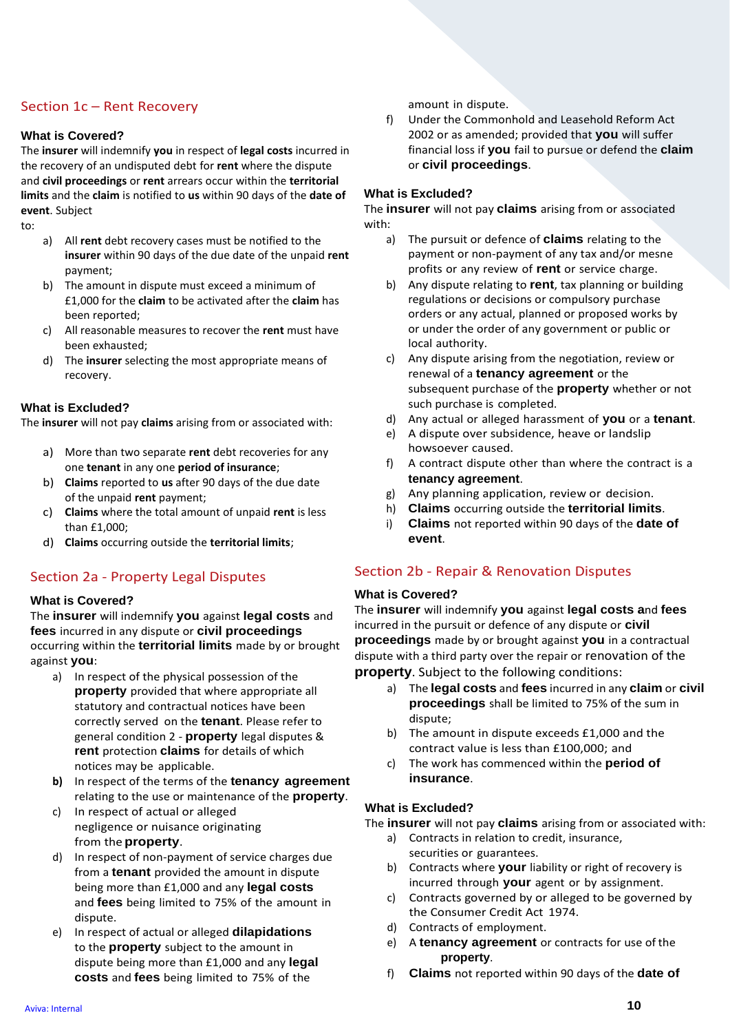## Section 1c – Rent Recovery

### What is Covered?

The **insurer** will indemnify **you** in respect of **legal costs** incurred in the recovery of an undisputed debt for **rent** where the dispute and **civil proceedings** or **rent** arrears occur within the **territorial limits** and the **claim** is notified to **us** within 90 days of the **date of event**. Subject to:

a) All **rent** debt recovery cases must be notified to the **insurer** within 90 days of the due date of the unpaid **rent** payment;
b) The amount in dispute must exceed a minimum of £1,000 for the **claim** to be activated after the **claim** has been reported;
c) All reasonable measures to recover the **rent** must have been exhausted;
d) The **insurer** selecting the most appropriate means of recovery.

### What is Excluded?

The **insurer** will not pay **claims** arising from or associated with:

a) More than two separate **rent** debt recoveries for any one **tenant** in any one **period of insurance**;
b) **Claims** reported to **us** after 90 days of the due date of the unpaid **rent** payment;
c) **Claims** where the total amount of unpaid **rent** is less than £1,000;
d) **Claims** occurring outside the **territorial limits**;

## Section 2a - Property Legal Disputes

### What is Covered?

The **insurer** will indemnify **you** against **legal costs** and **fees** incurred in any dispute or **civil proceedings** occurring within the **territorial limits** made by or brought against **you**:

a) In respect of the physical possession of the **property** provided that where appropriate all statutory and contractual notices have been correctly served on the **tenant**. Please refer to general condition 2 - **property** legal disputes & **rent** protection **claims** for details of which notices may be applicable.
**b)** In respect of the terms of the **tenancy agreement** relating to the use or maintenance of the **property**.
c) In respect of actual or alleged negligence or nuisance originating from the **property**.
d) In respect of non-payment of service charges due from a **tenant** provided the amount in dispute being more than £1,000 and any **legal costs** and **fees** being limited to 75% of the amount in dispute.
e) In respect of actual or alleged **dilapidations** to the **property** subject to the amount in dispute being more than £1,000 and any **legal costs** and **fees** being limited to 75% of the amount in dispute.
f) Under the Commonhold and Leasehold Reform Act 2002 or as amended; provided that **you** will suffer financial loss if **you** fail to pursue or defend the **claim** or **civil proceedings**.

### What is Excluded?

The **insurer** will not pay **claims** arising from or associated with:

a) The pursuit or defence of **claims** relating to the payment or non-payment of any tax and/or mesne profits or any review of **rent** or service charge.
b) Any dispute relating to **rent**, tax planning or building regulations or decisions or compulsory purchase orders or any actual, planned or proposed works by or under the order of any government or public or local authority.
c) Any dispute arising from the negotiation, review or renewal of a **tenancy agreement** or the subsequent purchase of the **property** whether or not such purchase is completed.
d) Any actual or alleged harassment of **you** or a **tenant**.
e) A dispute over subsidence, heave or landslip howsoever caused.
f) A contract dispute other than where the contract is a **tenancy agreement**.
g) Any planning application, review or decision.
h) **Claims** occurring outside the **territorial limits**.
i) **Claims** not reported within 90 days of the **date of event**.

## Section 2b - Repair & Renovation Disputes

### What is Covered?

The **insurer** will indemnify **you** against **legal costs** and **fees** incurred in the pursuit or defence of any dispute or **civil proceedings** made by or brought against **you** in a contractual dispute with a third party over the repair or renovation of the **property**. Subject to the following conditions:

a) The **legal costs** and **fees** incurred in any **claim** or **civil proceedings** shall be limited to 75% of the sum in dispute;
b) The amount in dispute exceeds £1,000 and the contract value is less than £100,000; and
c) The work has commenced within the **period of insurance**.

### What is Excluded?

The **insurer** will not pay **claims** arising from or associated with:

a) Contracts in relation to credit, insurance, securities or guarantees.
b) Contracts where **your** liability or right of recovery is incurred through **your** agent or by assignment.
c) Contracts governed by or alleged to be governed by the Consumer Credit Act 1974.
d) Contracts of employment.
e) A **tenancy agreement** or contracts for use of the **property**.
f) **Claims** not reported within 90 days of the **date of**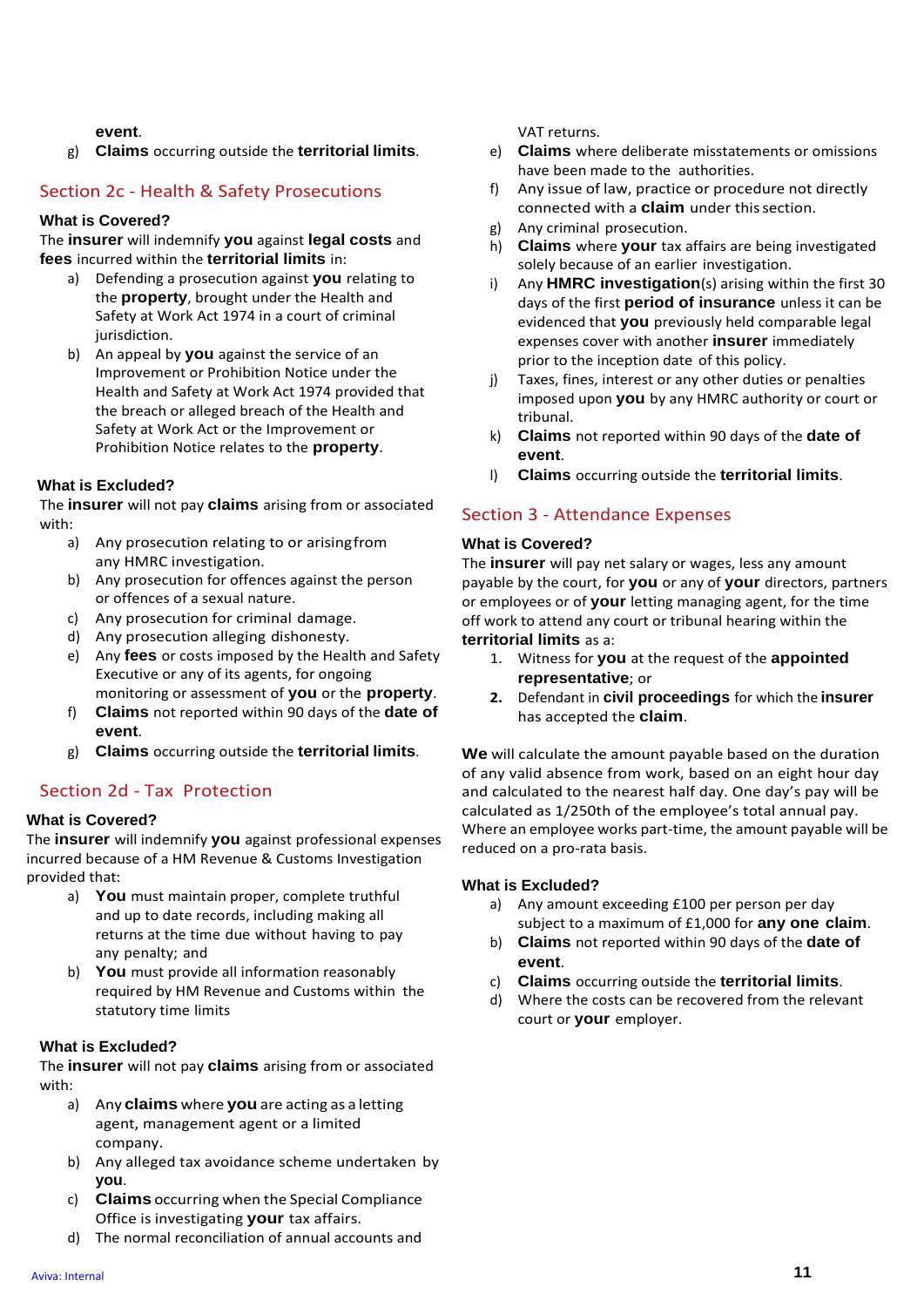event.

g) **Claims** occurring outside the **territorial limits**.

## Section 2c - Health & Safety Prosecutions

### What is Covered?

The **insurer** will indemnify **you** against **legal costs** and **fees** incurred within the **territorial limits** in:

a) Defending a prosecution against **you** relating to the **property**, brought under the Health and Safety at Work Act 1974 in a court of criminal jurisdiction.

b) An appeal by **you** against the service of an Improvement or Prohibition Notice under the Health and Safety at Work Act 1974 provided that the breach or alleged breach of the Health and Safety at Work Act or the Improvement or Prohibition Notice relates to the **property**.

### What is Excluded?

The **insurer** will not pay **claims** arising from or associated with:

a) Any prosecution relating to or arising from any HMRC investigation.

b) Any prosecution for offences against the person or offences of a sexual nature.

c) Any prosecution for criminal damage.

d) Any prosecution alleging dishonesty.

e) Any **fees** or costs imposed by the Health and Safety Executive or any of its agents, for ongoing monitoring or assessment of **you** or the **property**.

f) **Claims** not reported within 90 days of the **date of event**.

g) **Claims** occurring outside the **territorial limits**.

## Section 2d - Tax Protection

### What is Covered?

The **insurer** will indemnify **you** against professional expenses incurred because of a HM Revenue & Customs Investigation provided that:

a) **You** must maintain proper, complete truthful and up to date records, including making all returns at the time due without having to pay any penalty; and

b) **You** must provide all information reasonably required by HM Revenue and Customs within the statutory time limits

### What is Excluded?

The **insurer** will not pay **claims** arising from or associated with:

a) Any **claims** where **you** are acting as a letting agent, management agent or a limited company.

b) Any alleged tax avoidance scheme undertaken by **you**.

c) **Claims** occurring when the Special Compliance Office is investigating **your** tax affairs.

d) The normal reconciliation of annual accounts and VAT returns.

e) **Claims** where deliberate misstatements or omissions have been made to the authorities.

f) Any issue of law, practice or procedure not directly connected with a **claim** under this section.

g) Any criminal prosecution.

h) **Claims** where **your** tax affairs are being investigated solely because of an earlier investigation.

i) Any **HMRC investigation**(s) arising within the first 30 days of the first **period of insurance** unless it can be evidenced that **you** previously held comparable legal expenses cover with another **insurer** immediately prior to the inception date of this policy.

j) Taxes, fines, interest or any other duties or penalties imposed upon **you** by any HMRC authority or court or tribunal.

k) **Claims** not reported within 90 days of the **date of event**.

l) **Claims** occurring outside the **territorial limits**.

## Section 3 - Attendance Expenses

### What is Covered?

The **insurer** will pay net salary or wages, less any amount payable by the court, for **you** or any of **your** directors, partners or employees or of **your** letting managing agent, for the time off work to attend any court or tribunal hearing within the **territorial limits** as a:

1. Witness for **you** at the request of the **appointed representative**; or
2. Defendant in **civil proceedings** for which the **insurer** has accepted the **claim**.

**We** will calculate the amount payable based on the duration of any valid absence from work, based on an eight hour day and calculated to the nearest half day. One day's pay will be calculated as 1/250th of the employee's total annual pay. Where an employee works part-time, the amount payable will be reduced on a pro-rata basis.

### What is Excluded?

a) Any amount exceeding £100 per person per day subject to a maximum of £1,000 for **any one claim**.

b) **Claims** not reported within 90 days of the **date of event**.

c) **Claims** occurring outside the **territorial limits**.

d) Where the costs can be recovered from the relevant court or **your** employer.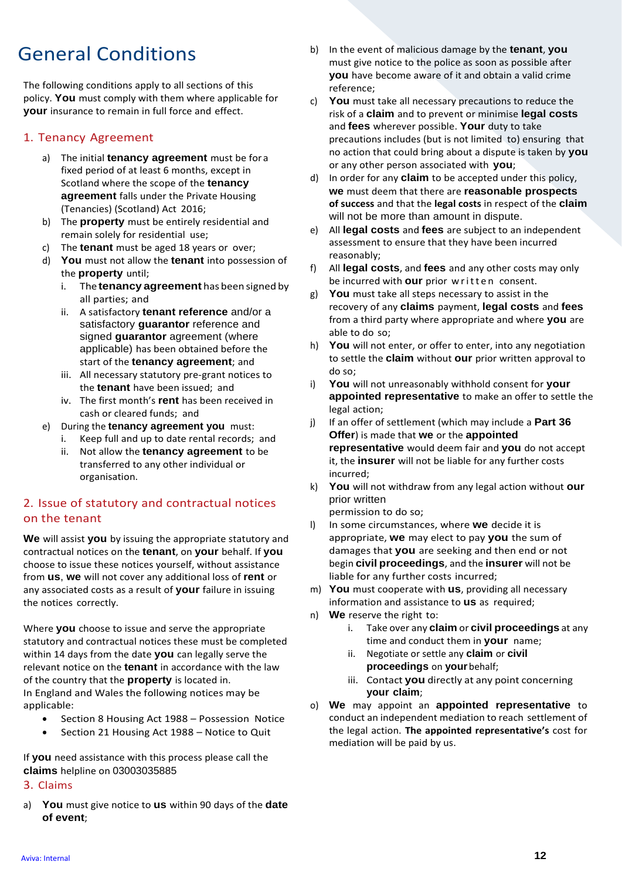# General Conditions

The following conditions apply to all sections of this policy. **You** must comply with them where applicable for **your** insurance to remain in full force and effect.

## 1. Tenancy Agreement

a) The initial **tenancy agreement** must be for a fixed period of at least 6 months, except in Scotland where the scope of the **tenancy agreement** falls under the Private Housing (Tenancies) (Scotland) Act 2016;

b) The **property** must be entirely residential and remain solely for residential use;

c) The **tenant** must be aged 18 years or over;

d) **You** must not allow the **tenant** into possession of the **property** until;

   i. The **tenancy agreement** has been signed by all parties; and

   ii. A satisfactory **tenant reference** and/or a satisfactory **guarantor** reference and signed **guarantor** agreement (where applicable) has been obtained before the start of the **tenancy agreement**; and

   iii. All necessary statutory pre-grant notices to the **tenant** have been issued; and

   iv. The first month's **rent** has been received in cash or cleared funds; and

e) During the **tenancy agreement you** must:

   i. Keep full and up to date rental records; and

   ii. Not allow the **tenancy agreement** to be transferred to any other individual or organisation.

## 2. Issue of statutory and contractual notices on the tenant

**We** will assist **you** by issuing the appropriate statutory and contractual notices on the **tenant**, on **your** behalf. If **you** choose to issue these notices yourself, without assistance from **us**, **we** will not cover any additional loss of **rent** or any associated costs as a result of **your** failure in issuing the notices correctly.

Where **you** choose to issue and serve the appropriate statutory and contractual notices these must be completed within 14 days from the date **you** can legally serve the relevant notice on the **tenant** in accordance with the law of the country that the **property** is located in.
In England and Wales the following notices may be applicable:

- Section 8 Housing Act 1988 – Possession Notice
- Section 21 Housing Act 1988 – Notice to Quit

If **you** need assistance with this process please call the **claims** helpline on 03003035885

## 3. Claims

a) **You** must give notice to **us** within 90 days of the **date of event**;

b) In the event of malicious damage by the **tenant**, **you** must give notice to the police as soon as possible after **you** have become aware of it and obtain a valid crime reference;

c) **You** must take all necessary precautions to reduce the risk of a **claim** and to prevent or minimise **legal costs** and **fees** wherever possible. **Your** duty to take precautions includes (but is not limited to) ensuring that no action that could bring about a dispute is taken by **you** or any other person associated with **you**;

d) In order for any **claim** to be accepted under this policy, **we** must deem that there are **reasonable prospects of success** and that the **legal costs** in respect of the **claim** will not be more than amount in dispute.

e) All **legal costs** and **fees** are subject to an independent assessment to ensure that they have been incurred reasonably;

f) All **legal costs**, and **fees** and any other costs may only be incurred with **our** prior written consent.

g) **You** must take all steps necessary to assist in the recovery of any **claims** payment, **legal costs** and **fees** from a third party where appropriate and where **you** are able to do so;

h) **You** will not enter, or offer to enter, into any negotiation to settle the **claim** without **our** prior written approval to do so;

i) **You** will not unreasonably withhold consent for **your appointed representative** to make an offer to settle the legal action;

j) If an offer of settlement (which may include a **Part 36 Offer**) is made that **we** or the **appointed representative** would deem fair and **you** do not accept it, the **insurer** will not be liable for any further costs incurred;

k) **You** will not withdraw from any legal action without **our** prior written permission to do so;

l) In some circumstances, where **we** decide it is appropriate, **we** may elect to pay **you** the sum of damages that **you** are seeking and then end or not begin **civil proceedings**, and the **insurer** will not be liable for any further costs incurred;

m) **You** must cooperate with **us**, providing all necessary information and assistance to **us** as required;

n) **We** reserve the right to:

   i. Take over any **claim** or **civil proceedings** at any time and conduct them in **your** name;

   ii. Negotiate or settle any **claim** or **civil proceedings** on **your** behalf;

   iii. Contact **you** directly at any point concerning **your claim**;

o) **We** may appoint an **appointed representative** to conduct an independent mediation to reach settlement of the legal action. **The appointed representative's** cost for mediation will be paid by us.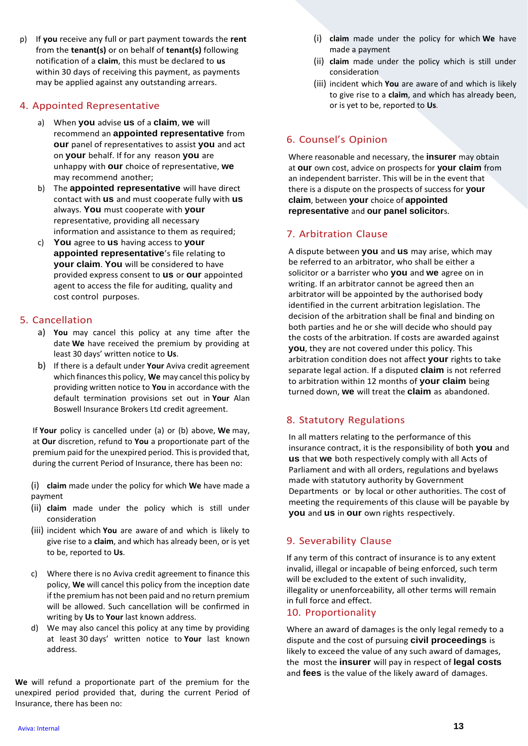p) If **you** receive any full or part payment towards the **rent** from the **tenant(s)** or on behalf of **tenant(s)** following notification of a **claim**, this must be declared to **us** within 30 days of receiving this payment, as payments may be applied against any outstanding arrears.

## 4. Appointed Representative

a) When **you** advise **us** of a **claim**, **we** will recommend an **appointed representative** from **our** panel of representatives to assist **you** and act on **your** behalf. If for any reason **you** are unhappy with **our** choice of representative, **we** may recommend another;

b) The **appointed representative** will have direct contact with **us** and must cooperate fully with **us** always. **You** must cooperate with **your** representative, providing all necessary information and assistance to them as required;

c) **You** agree to **us** having access to **your appointed representative**'s file relating to **your claim**. **You** will be considered to have provided express consent to **us** or **our** appointed agent to access the file for auditing, quality and cost control purposes.

## 5. Cancellation

a) **You** may cancel this policy at any time after the date **We** have received the premium by providing at least 30 days' written notice to **Us**.

b) If there is a default under **Your** Aviva credit agreement which finances this policy, **We** may cancel this policy by providing written notice to **You** in accordance with the default termination provisions set out in **Your** Alan Boswell Insurance Brokers Ltd credit agreement.

If **Your** policy is cancelled under (a) or (b) above, **We** may, at **Our** discretion, refund to **You** a proportionate part of the premium paid for the unexpired period. This is provided that, during the current Period of Insurance, there has been no:

(i) **claim** made under the policy for which **We** have made a payment

(ii) **claim** made under the policy which is still under consideration

(iii) incident which **You** are aware of and which is likely to give rise to a **claim**, and which has already been, or is yet to be, reported to **Us**.

c) Where there is no Aviva credit agreement to finance this policy, **We** will cancel this policy from the inception date if the premium has not been paid and no return premium will be allowed. Such cancellation will be confirmed in writing by **Us** to **Your** last known address.

d) We may also cancel this policy at any time by providing at least 30 days' written notice to **Your** last known address.

**We** will refund a proportionate part of the premium for the unexpired period provided that, during the current Period of Insurance, there has been no:

(i) **claim** made under the policy for which **We** have made a payment

(ii) **claim** made under the policy which is still under consideration

(iii) incident which **You** are aware of and which is likely to give rise to a **claim**, and which has already been, or is yet to be, reported to **Us**.

## 6. Counsel's Opinion

Where reasonable and necessary, the **insurer** may obtain at **our** own cost, advice on prospects for **your claim** from an independent barrister. This will be in the event that there is a dispute on the prospects of success for **your claim**, between **your** choice of **appointed representative** and **our panel solicitor**s.

## 7. Arbitration Clause

A dispute between **you** and **us** may arise, which may be referred to an arbitrator, who shall be either a solicitor or a barrister who **you** and **we** agree on in writing. If an arbitrator cannot be agreed then an arbitrator will be appointed by the authorised body identified in the current arbitration legislation. The decision of the arbitration shall be final and binding on both parties and he or she will decide who should pay the costs of the arbitration. If costs are awarded against **you**, they are not covered under this policy. This arbitration condition does not affect **your** rights to take separate legal action. If a disputed **claim** is not referred to arbitration within 12 months of **your claim** being turned down, **we** will treat the **claim** as abandoned.

## 8. Statutory Regulations

In all matters relating to the performance of this insurance contract, it is the responsibility of both **you** and **us** that **we** both respectively comply with all Acts of Parliament and with all orders, regulations and byelaws made with statutory authority by Government Departments or by local or other authorities. The cost of meeting the requirements of this clause will be payable by **you** and **us** in **our** own rights respectively.

## 9. Severability Clause

If any term of this contract of insurance is to any extent invalid, illegal or incapable of being enforced, such term will be excluded to the extent of such invalidity, illegality or unenforceability, all other terms will remain in full force and effect.

## 10. Proportionality

Where an award of damages is the only legal remedy to a dispute and the cost of pursuing **civil proceedings** is likely to exceed the value of any such award of damages, the most the **insurer** will pay in respect of **legal costs** and **fees** is the value of the likely award of damages.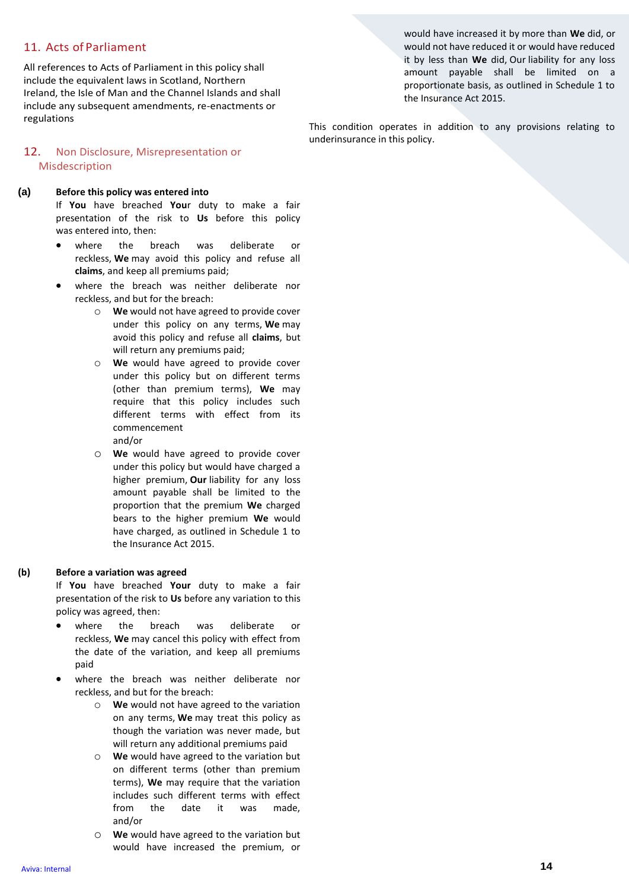## 11. Acts of Parliament

All references to Acts of Parliament in this policy shall include the equivalent laws in Scotland, Northern Ireland, the Isle of Man and the Channel Islands and shall include any subsequent amendments, re-enactments or regulations

## 12. Non Disclosure, Misrepresentation or Misdescription

**(a) Before this policy was entered into**

If **You** have breached **You**r duty to make a fair presentation of the risk to **Us** before this policy was entered into, then:

- where the breach was deliberate or reckless, **We** may avoid this policy and refuse all **claims**, and keep all premiums paid;
- where the breach was neither deliberate nor reckless, and but for the breach:
  - **We** would not have agreed to provide cover under this policy on any terms, **We** may avoid this policy and refuse all **claims**, but will return any premiums paid;
  - **We** would have agreed to provide cover under this policy but on different terms (other than premium terms), **We** may require that this policy includes such different terms with effect from its commencement and/or
  - **We** would have agreed to provide cover under this policy but would have charged a higher premium, **Our** liability for any loss amount payable shall be limited to the proportion that the premium **We** charged bears to the higher premium **We** would have charged, as outlined in Schedule 1 to the Insurance Act 2015.

**(b) Before a variation was agreed**

If **You** have breached **Your** duty to make a fair presentation of the risk to **Us** before any variation to this policy was agreed, then:

- where the breach was deliberate or reckless, **We** may cancel this policy with effect from the date of the variation, and keep all premiums paid
- where the breach was neither deliberate nor reckless, and but for the breach:
  - **We** would not have agreed to the variation on any terms, **We** may treat this policy as though the variation was never made, but will return any additional premiums paid
  - **We** would have agreed to the variation but on different terms (other than premium terms), **We** may require that the variation includes such different terms with effect from the date it was made, and/or
  - **We** would have agreed to the variation but would have increased the premium, or would have increased it by more than **We** did, or would not have reduced it or would have reduced it by less than **We** did, Our liability for any loss amount payable shall be limited on a proportionate basis, as outlined in Schedule 1 to the Insurance Act 2015.

This condition operates in addition to any provisions relating to underinsurance in this policy.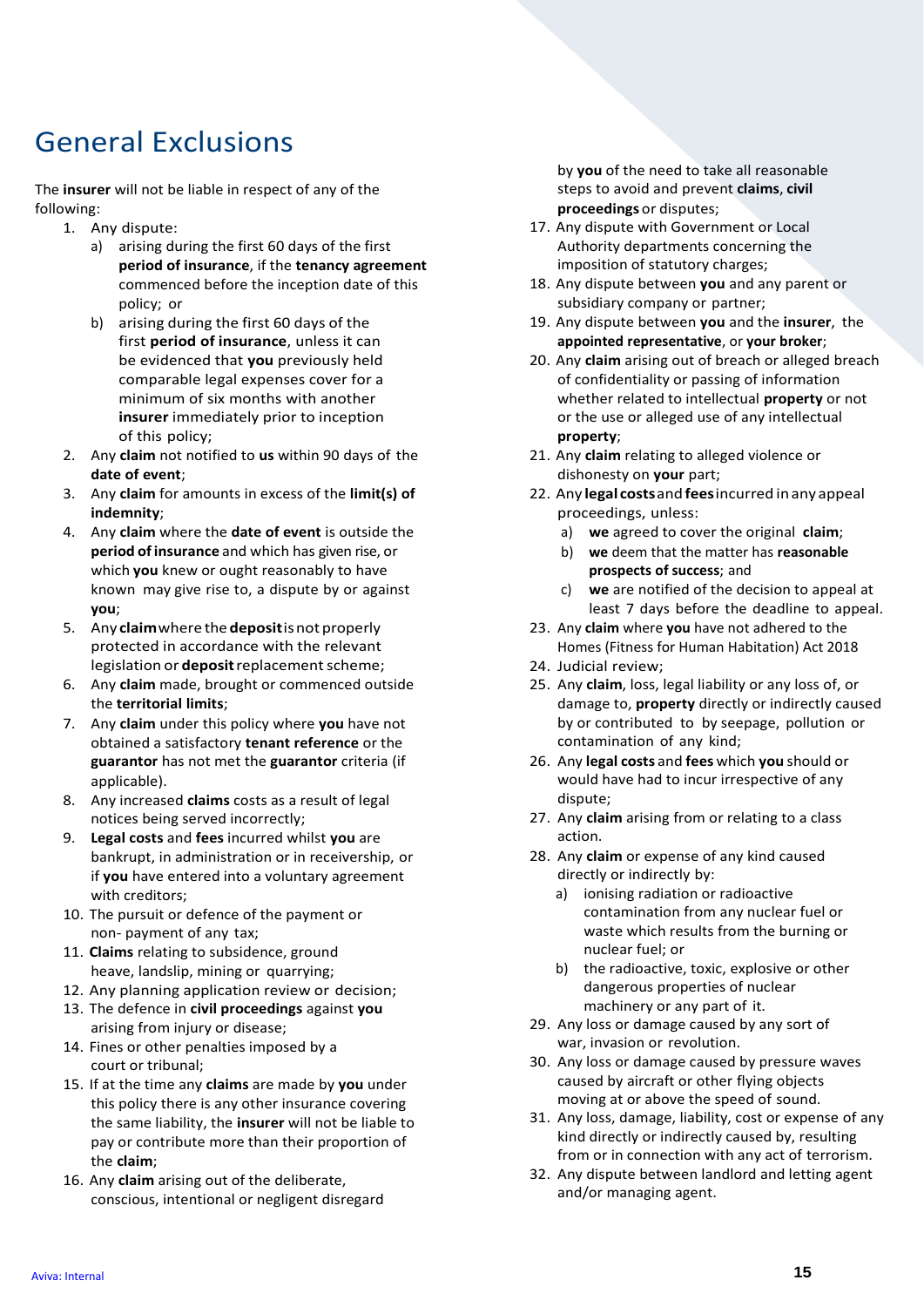# General Exclusions

The **insurer** will not be liable in respect of any of the following:

1. Any dispute:
   a) arising during the first 60 days of the first **period of insurance**, if the **tenancy agreement** commenced before the inception date of this policy; or
   b) arising during the first 60 days of the first **period of insurance**, unless it can be evidenced that **you** previously held comparable legal expenses cover for a minimum of six months with another **insurer** immediately prior to inception of this policy;
2. Any **claim** not notified to **us** within 90 days of the **date of event**;
3. Any **claim** for amounts in excess of the **limit(s) of indemnity**;
4. Any **claim** where the **date of event** is outside the **period of insurance** and which has given rise, or which **you** knew or ought reasonably to have known may give rise to, a dispute by or against **you**;
5. Any **claim** where the **deposit** is not properly protected in accordance with the relevant legislation or **deposit** replacement scheme;
6. Any **claim** made, brought or commenced outside the **territorial limits**;
7. Any **claim** under this policy where **you** have not obtained a satisfactory **tenant reference** or the **guarantor** has not met the **guarantor** criteria (if applicable).
8. Any increased **claims** costs as a result of legal notices being served incorrectly;
9. **Legal costs** and **fees** incurred whilst **you** are bankrupt, in administration or in receivership, or if **you** have entered into a voluntary agreement with creditors;
10. The pursuit or defence of the payment or non- payment of any tax;
11. **Claims** relating to subsidence, ground heave, landslip, mining or quarrying;
12. Any planning application review or decision;
13. The defence in **civil proceedings** against **you** arising from injury or disease;
14. Fines or other penalties imposed by a court or tribunal;
15. If at the time any **claims** are made by **you** under this policy there is any other insurance covering the same liability, the **insurer** will not be liable to pay or contribute more than their proportion of the **claim**;
16. Any **claim** arising out of the deliberate, conscious, intentional or negligent disregard by **you** of the need to take all reasonable steps to avoid and prevent **claims**, **civil proceedings** or disputes;
17. Any dispute with Government or Local Authority departments concerning the imposition of statutory charges;
18. Any dispute between **you** and any parent or subsidiary company or partner;
19. Any dispute between **you** and the **insurer**, the **appointed representative**, or **your broker**;
20. Any **claim** arising out of breach or alleged breach of confidentiality or passing of information whether related to intellectual **property** or not or the use or alleged use of any intellectual **property**;
21. Any **claim** relating to alleged violence or dishonesty on **your** part;
22. Any **legal costs** and **fees** incurred in any appeal proceedings, unless:
    a) **we** agreed to cover the original **claim**;
    b) **we** deem that the matter has **reasonable prospects of success**; and
    c) **we** are notified of the decision to appeal at least 7 days before the deadline to appeal.
23. Any **claim** where **you** have not adhered to the Homes (Fitness for Human Habitation) Act 2018
24. Judicial review;
25. Any **claim**, loss, legal liability or any loss of, or damage to, **property** directly or indirectly caused by or contributed to by seepage, pollution or contamination of any kind;
26. Any **legal costs** and **fees** which **you** should or would have had to incur irrespective of any dispute;
27. Any **claim** arising from or relating to a class action.
28. Any **claim** or expense of any kind caused directly or indirectly by:
    a) ionising radiation or radioactive contamination from any nuclear fuel or waste which results from the burning or nuclear fuel; or
    b) the radioactive, toxic, explosive or other dangerous properties of nuclear machinery or any part of it.
29. Any loss or damage caused by any sort of war, invasion or revolution.
30. Any loss or damage caused by pressure waves caused by aircraft or other flying objects moving at or above the speed of sound.
31. Any loss, damage, liability, cost or expense of any kind directly or indirectly caused by, resulting from or in connection with any act of terrorism.
32. Any dispute between landlord and letting agent and/or managing agent.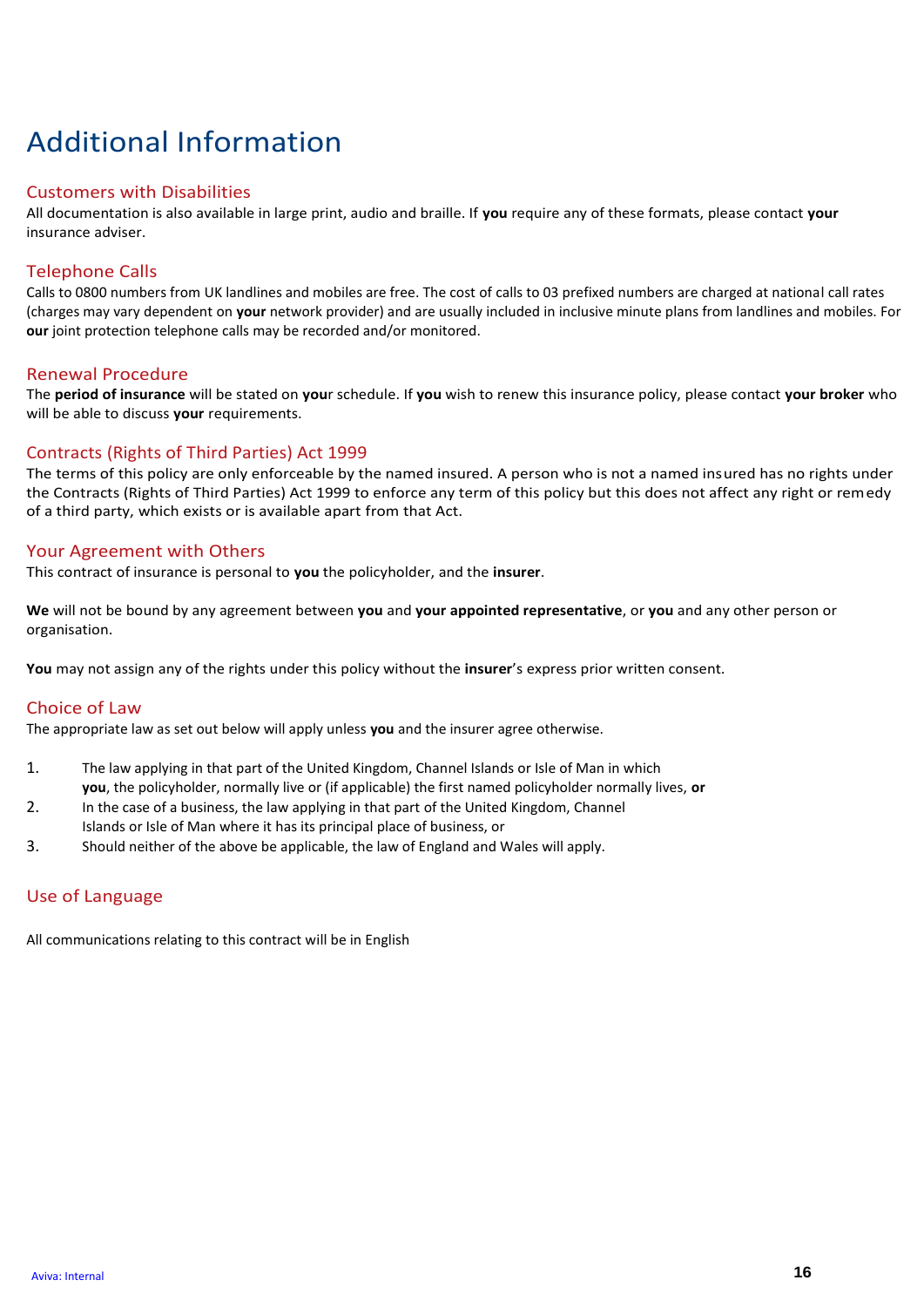# Additional Information

## Customers with Disabilities

All documentation is also available in large print, audio and braille. If **you** require any of these formats, please contact **your** insurance adviser.

## Telephone Calls

Calls to 0800 numbers from UK landlines and mobiles are free. The cost of calls to 03 prefixed numbers are charged at national call rates (charges may vary dependent on **your** network provider) and are usually included in inclusive minute plans from landlines and mobiles. For **our** joint protection telephone calls may be recorded and/or monitored.

## Renewal Procedure

The **period of insurance** will be stated on **you**r schedule. If **you** wish to renew this insurance policy, please contact **your broker** who will be able to discuss **your** requirements.

## Contracts (Rights of Third Parties) Act 1999

The terms of this policy are only enforceable by the named insured. A person who is not a named insured has no rights under the Contracts (Rights of Third Parties) Act 1999 to enforce any term of this policy but this does not affect any right or remedy of a third party, which exists or is available apart from that Act.

## Your Agreement with Others

This contract of insurance is personal to **you** the policyholder, and the **insurer**.

**We** will not be bound by any agreement between **you** and **your appointed representative**, or **you** and any other person or organisation.

**You** may not assign any of the rights under this policy without the **insurer**'s express prior written consent.

## Choice of Law

The appropriate law as set out below will apply unless **you** and the insurer agree otherwise.

1. The law applying in that part of the United Kingdom, Channel Islands or Isle of Man in which **you**, the policyholder, normally live or (if applicable) the first named policyholder normally lives, **or**
2. In the case of a business, the law applying in that part of the United Kingdom, Channel Islands or Isle of Man where it has its principal place of business, or
3. Should neither of the above be applicable, the law of England and Wales will apply.

## Use of Language

All communications relating to this contract will be in English